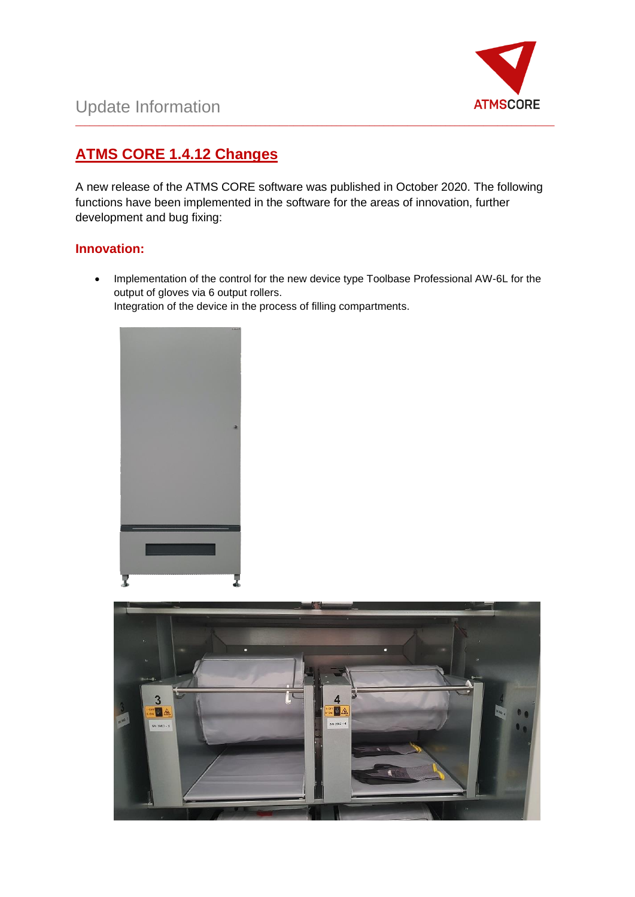# ATMS CORE 1.4.12 Changes

A new release of the ATMS CORE software was published in October 2020. The following functions have been implemented in the software for the areas of innovation, further development and bug fixing:

### Innovation:

- Implementation of the control for the new device type Toolbase Professional AW-6L for the output of gloves via 6 output rollers.
  Integration of the device in the process of filling compartments.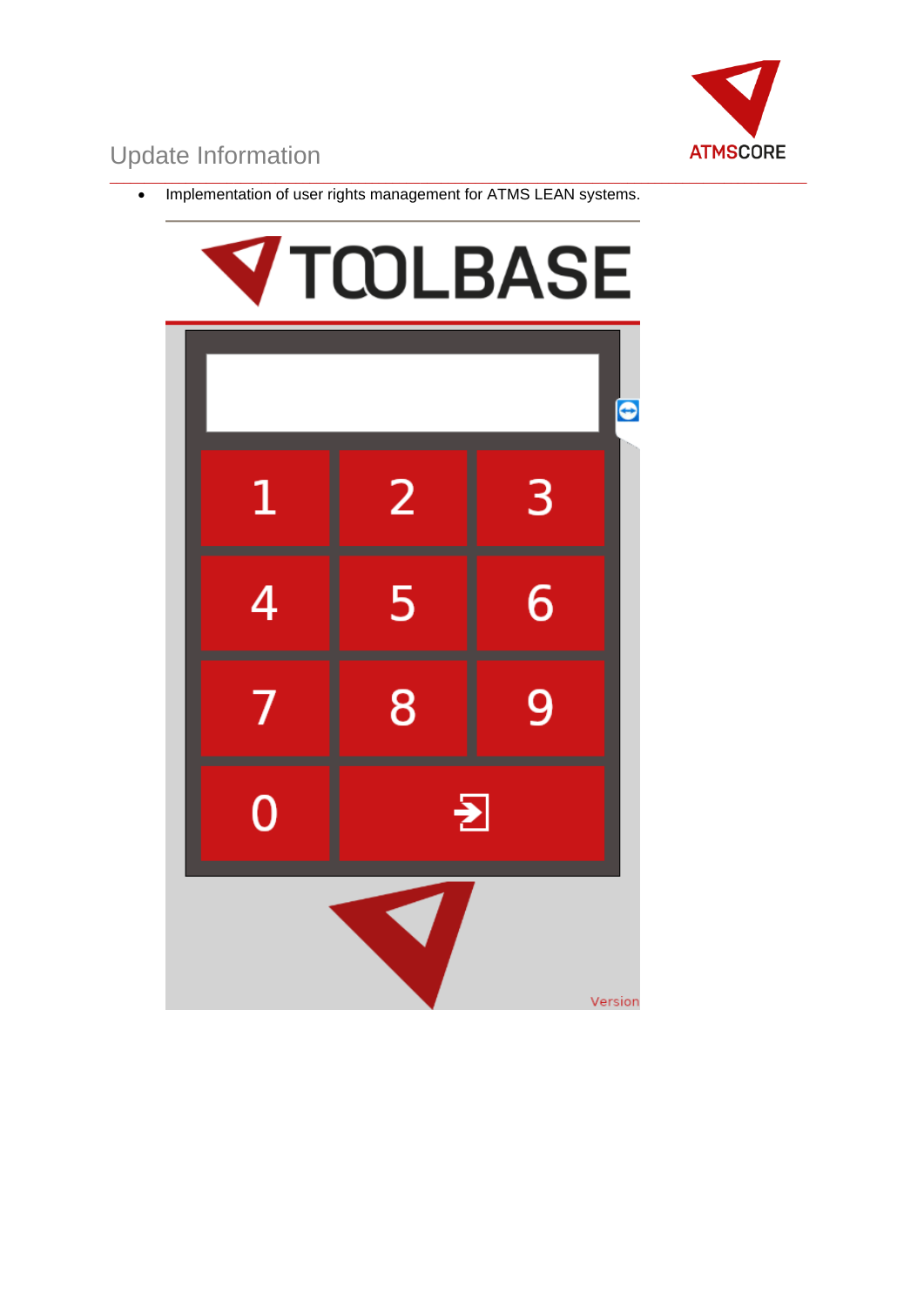## Update Information

- Implementation of user rights management for ATMS LEAN systems.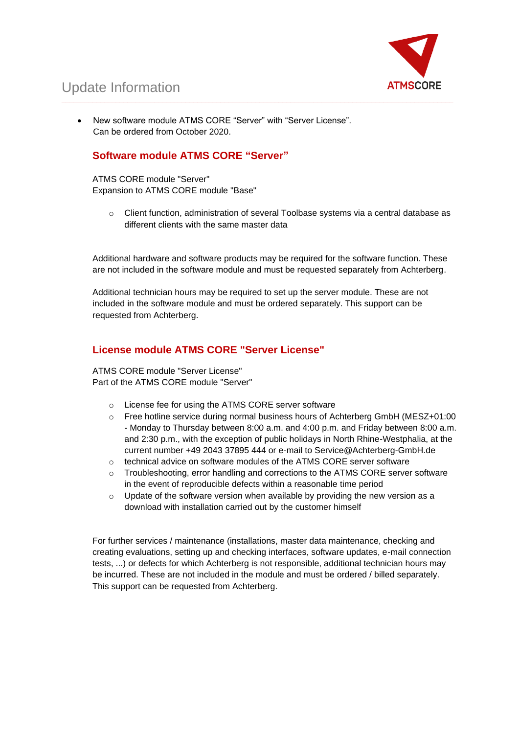- New software module ATMS CORE “Server” with “Server License”.
  Can be ordered from October 2020.

## Software module ATMS CORE “Server”

ATMS CORE module "Server"
Expansion to ATMS CORE module "Base"

- Client function, administration of several Toolbase systems via a central database as different clients with the same master data

Additional hardware and software products may be required for the software function. These are not included in the software module and must be requested separately from Achterberg.

Additional technician hours may be required to set up the server module. These are not included in the software module and must be ordered separately. This support can be requested from Achterberg.

## License module ATMS CORE "Server License"

ATMS CORE module "Server License"
Part of the ATMS CORE module "Server"

- License fee for using the ATMS CORE server software
- Free hotline service during normal business hours of Achterberg GmbH (MESZ+01:00 - Monday to Thursday between 8:00 a.m. and 4:00 p.m. and Friday between 8:00 a.m. and 2:30 p.m., with the exception of public holidays in North Rhine-Westphalia, at the current number +49 2043 37895 444 or e-mail to Service@Achterberg-GmbH.de
- technical advice on software modules of the ATMS CORE server software
- Troubleshooting, error handling and corrections to the ATMS CORE server software in the event of reproducible defects within a reasonable time period
- Update of the software version when available by providing the new version as a download with installation carried out by the customer himself

For further services / maintenance (installations, master data maintenance, checking and creating evaluations, setting up and checking interfaces, software updates, e-mail connection tests, ...) or defects for which Achterberg is not responsible, additional technician hours may be incurred. These are not included in the module and must be ordered / billed separately. This support can be requested from Achterberg.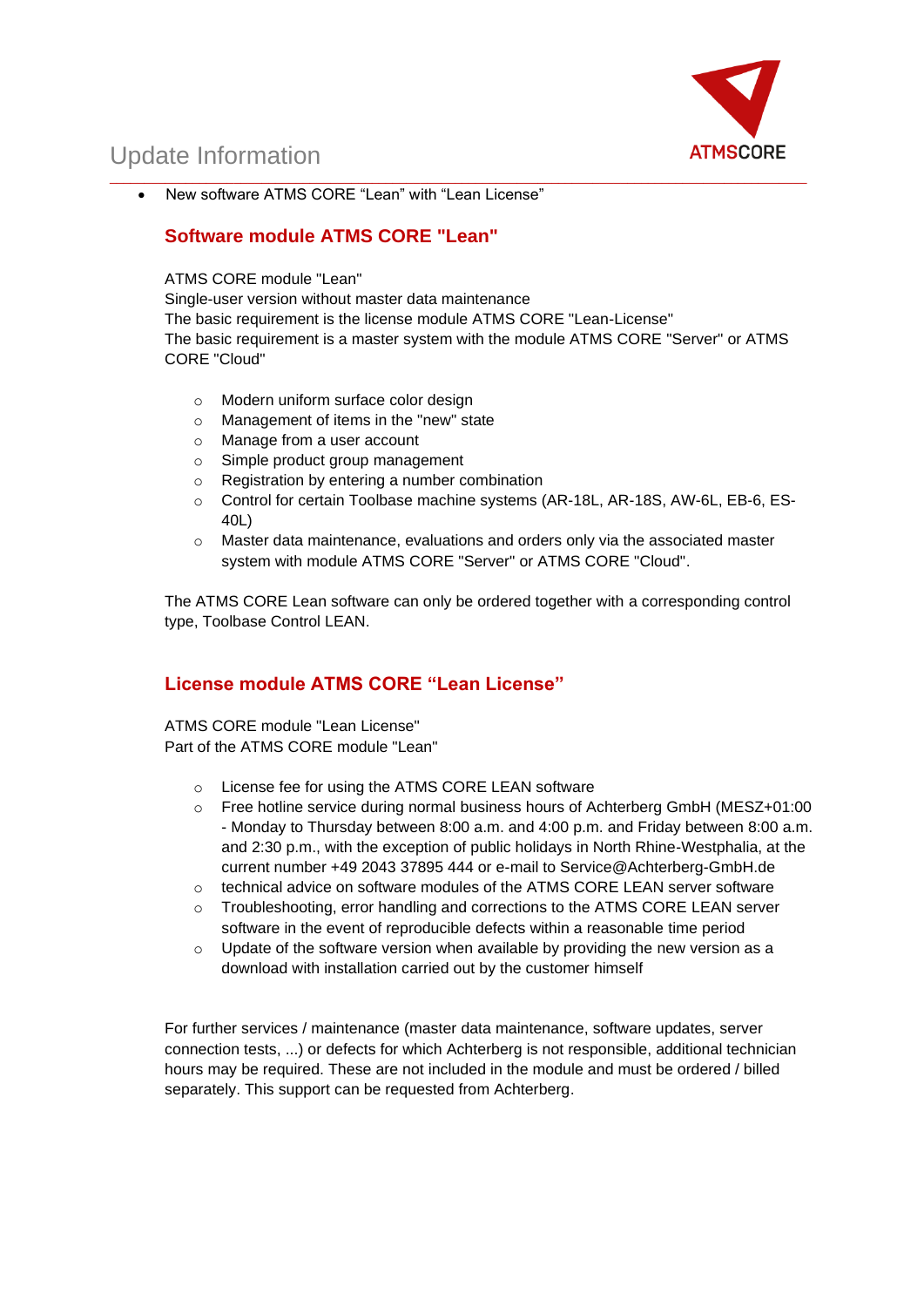- New software ATMS CORE “Lean” with “Lean License”

## Software module ATMS CORE "Lean"

ATMS CORE module "Lean"
Single-user version without master data maintenance
The basic requirement is the license module ATMS CORE "Lean-License"
The basic requirement is a master system with the module ATMS CORE "Server" or ATMS CORE "Cloud"

- Modern uniform surface color design
- Management of items in the "new" state
- Manage from a user account
- Simple product group management
- Registration by entering a number combination
- Control for certain Toolbase machine systems (AR-18L, AR-18S, AW-6L, EB-6, ES-40L)
- Master data maintenance, evaluations and orders only via the associated master system with module ATMS CORE "Server" or ATMS CORE "Cloud".

The ATMS CORE Lean software can only be ordered together with a corresponding control type, Toolbase Control LEAN.

## License module ATMS CORE “Lean License”

ATMS CORE module "Lean License"
Part of the ATMS CORE module "Lean"

- License fee for using the ATMS CORE LEAN software
- Free hotline service during normal business hours of Achterberg GmbH (MESZ+01:00 - Monday to Thursday between 8:00 a.m. and 4:00 p.m. and Friday between 8:00 a.m. and 2:30 p.m., with the exception of public holidays in North Rhine-Westphalia, at the current number +49 2043 37895 444 or e-mail to Service@Achterberg-GmbH.de
- technical advice on software modules of the ATMS CORE LEAN server software
- Troubleshooting, error handling and corrections to the ATMS CORE LEAN server software in the event of reproducible defects within a reasonable time period
- Update of the software version when available by providing the new version as a download with installation carried out by the customer himself

For further services / maintenance (master data maintenance, software updates, server connection tests, ...) or defects for which Achterberg is not responsible, additional technician hours may be required. These are not included in the module and must be ordered / billed separately. This support can be requested from Achterberg.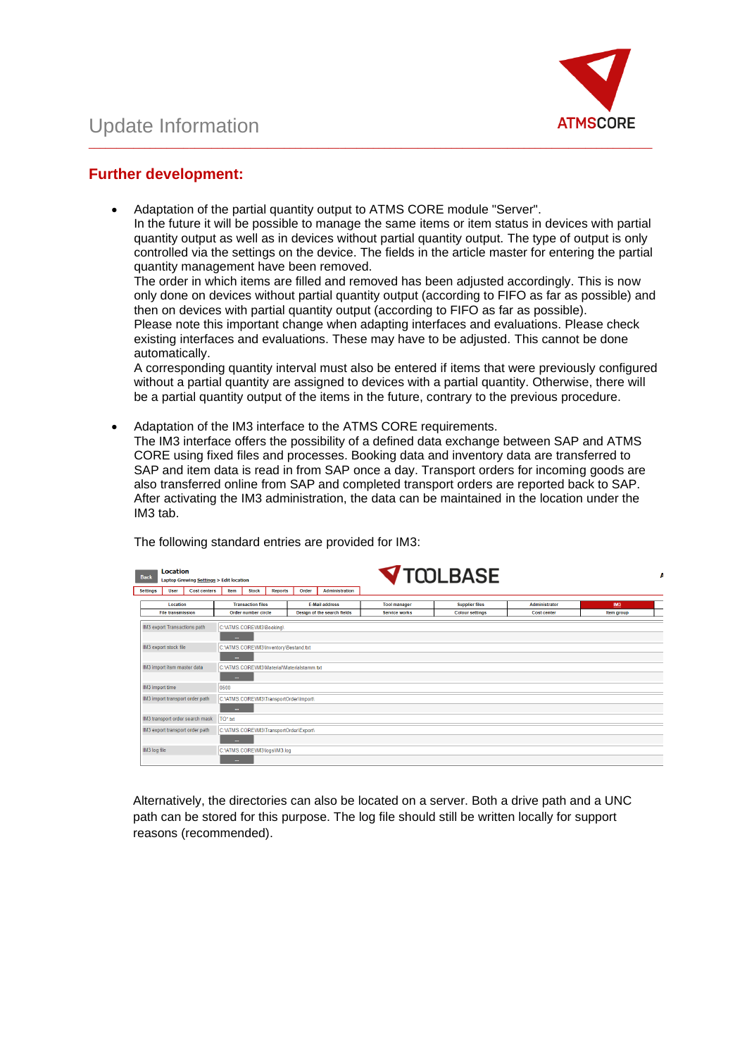## Further development:

- Adaptation of the partial quantity output to ATMS CORE module "Server".
  In the future it will be possible to manage the same items or item status in devices with partial quantity output as well as in devices without partial quantity output. The type of output is only controlled via the settings on the device. The fields in the article master for entering the partial quantity management have been removed.
  The order in which items are filled and removed has been adjusted accordingly. This is now only done on devices without partial quantity output (according to FIFO as far as possible) and then on devices with partial quantity output (according to FIFO as far as possible).
  Please note this important change when adapting interfaces and evaluations. Please check existing interfaces and evaluations. These may have to be adjusted. This cannot be done automatically.
  A corresponding quantity interval must also be entered if items that were previously configured without a partial quantity are assigned to devices with a partial quantity. Otherwise, there will be a partial quantity output of the items in the future, contrary to the previous procedure.

- Adaptation of the IM3 interface to the ATMS CORE requirements.
  The IM3 interface offers the possibility of a defined data exchange between SAP and ATMS CORE using fixed files and processes. Booking data and inventory data are transferred to SAP and item data is read in from SAP once a day. Transport orders for incoming goods are also transferred online from SAP and completed transport orders are reported back to SAP. After activating the IM3 administration, the data can be maintained in the location under the IM3 tab.

  The following standard entries are provided for IM3:

| Setting | Value |
|---|---|
| IM3 export Transactions path | C:\ATMS.CORE\IM3\Booking\ |
| IM3 export stock file | C:\ATMS.CORE\IM3\Inventory\Bestand.txt |
| IM3 import item master data | C:\ATMS.CORE\IM3\Material\Materialstamm.txt |
| IM3 import time | 0600 |
| IM3 import transport order path | C:\ATMS.CORE\IM3\TransportOrder\Import\ |
| IM3 transport order search mask | TO*.txt |
| IM3 export transport order path | C:\ATMS.CORE\IM3\TransportOrder\Export\ |
| IM3 log file | C:\ATMS.CORE\logs\IM3.log |

  Alternatively, the directories can also be located on a server. Both a drive path and a UNC path can be stored for this purpose. The log file should still be written locally for support reasons (recommended).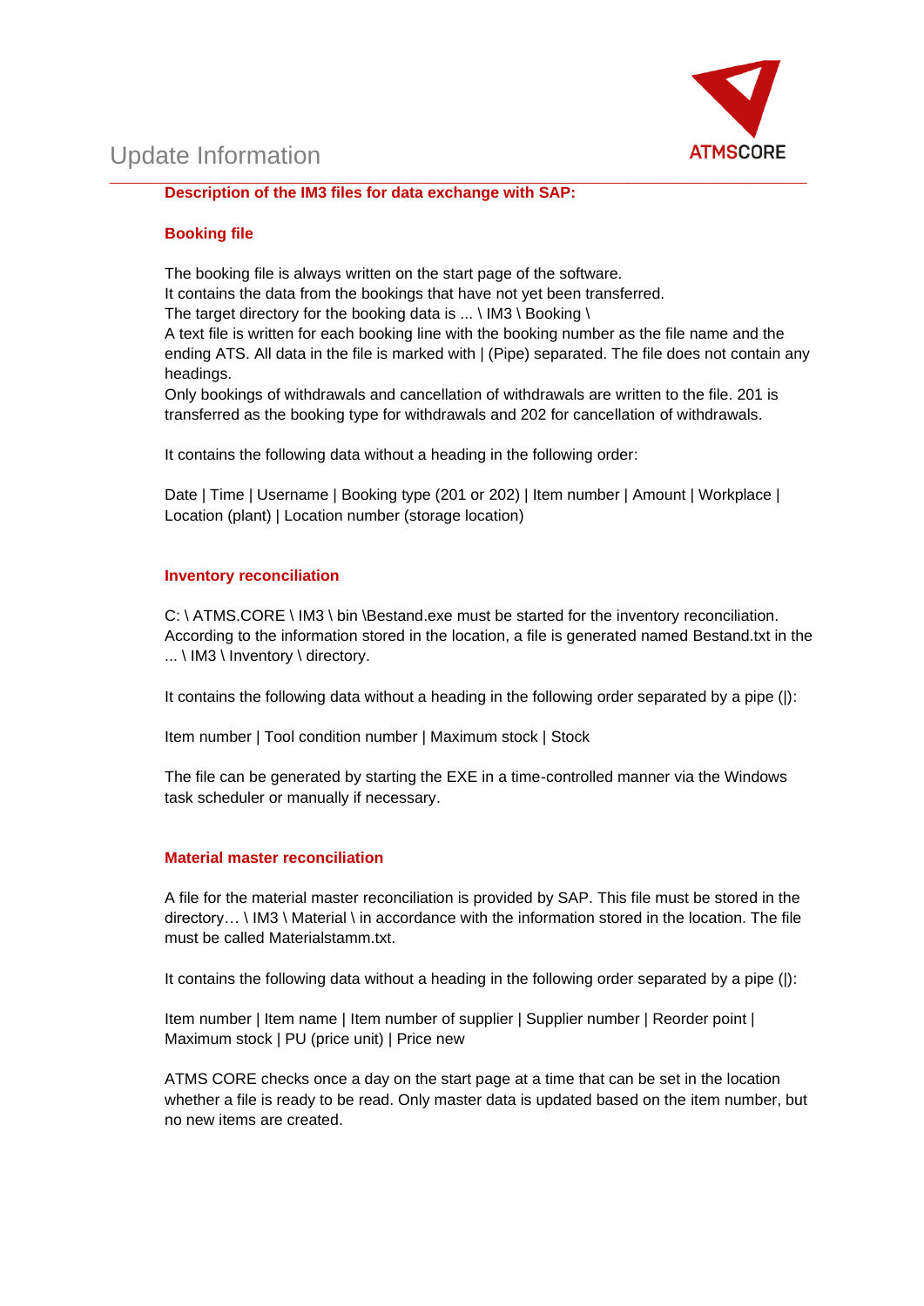## Description of the IM3 files for data exchange with SAP:

### Booking file

The booking file is always written on the start page of the software.
It contains the data from the bookings that have not yet been transferred.
The target directory for the booking data is ... \ IM3 \ Booking \
A text file is written for each booking line with the booking number as the file name and the ending ATS. All data in the file is marked with | (Pipe) separated. The file does not contain any headings.
Only bookings of withdrawals and cancellation of withdrawals are written to the file. 201 is transferred as the booking type for withdrawals and 202 for cancellation of withdrawals.

It contains the following data without a heading in the following order:

Date | Time | Username | Booking type (201 or 202) | Item number | Amount | Workplace | Location (plant) | Location number (storage location)

### Inventory reconciliation

C: \ ATMS.CORE \ IM3 \ bin \Bestand.exe must be started for the inventory reconciliation. According to the information stored in the location, a file is generated named Bestand.txt in the ... \ IM3 \ Inventory \ directory.

It contains the following data without a heading in the following order separated by a pipe (|):

Item number | Tool condition number | Maximum stock | Stock

The file can be generated by starting the EXE in a time-controlled manner via the Windows task scheduler or manually if necessary.

### Material master reconciliation

A file for the material master reconciliation is provided by SAP. This file must be stored in the directory… \ IM3 \ Material \ in accordance with the information stored in the location. The file must be called Materialstamm.txt.

It contains the following data without a heading in the following order separated by a pipe (|):

Item number | Item name | Item number of supplier | Supplier number | Reorder point | Maximum stock | PU (price unit) | Price new

ATMS CORE checks once a day on the start page at a time that can be set in the location whether a file is ready to be read. Only master data is updated based on the item number, but no new items are created.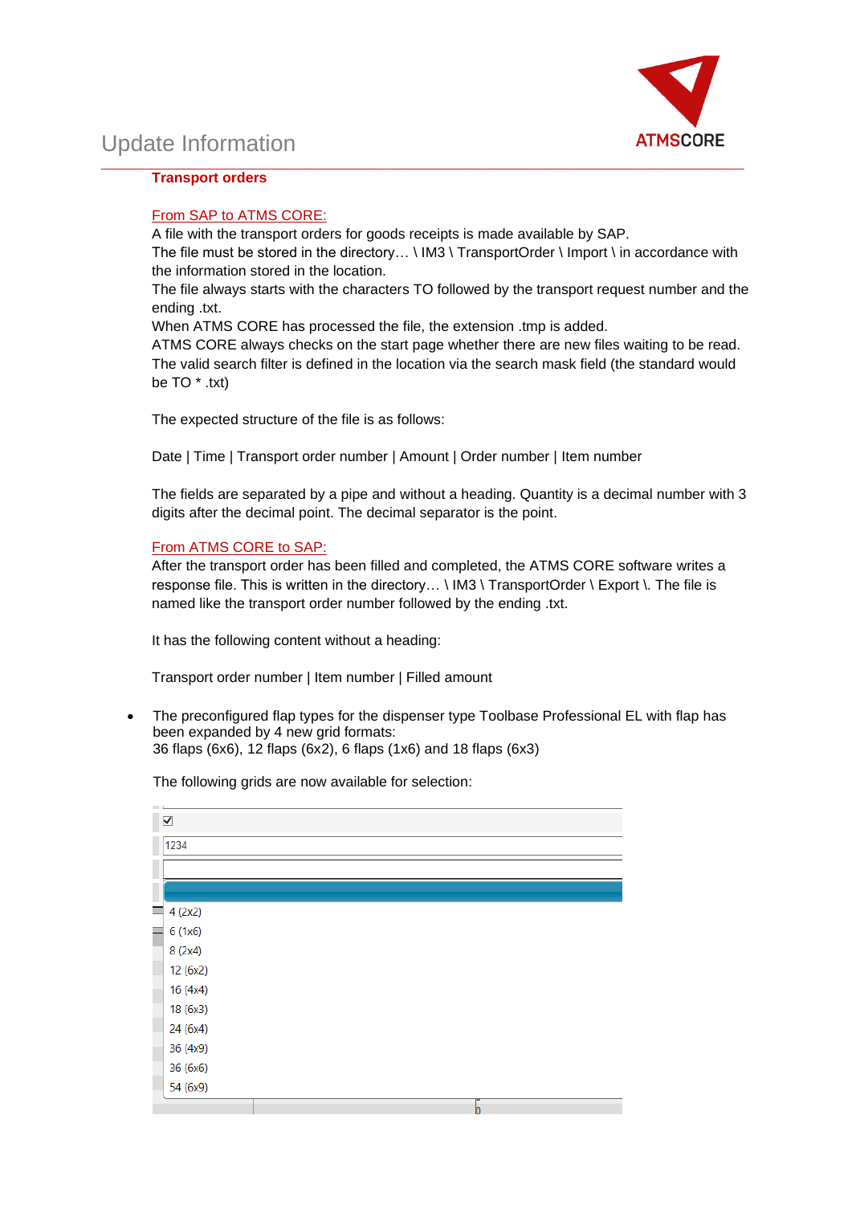**Transport orders**

From SAP to ATMS CORE:
A file with the transport orders for goods receipts is made available by SAP.
The file must be stored in the directory… \ IM3 \ TransportOrder \ Import \ in accordance with the information stored in the location.
The file always starts with the characters TO followed by the transport request number and the ending .txt.
When ATMS CORE has processed the file, the extension .tmp is added.
ATMS CORE always checks on the start page whether there are new files waiting to be read.
The valid search filter is defined in the location via the search mask field (the standard would be TO * .txt)

The expected structure of the file is as follows:

Date | Time | Transport order number | Amount | Order number | Item number

The fields are separated by a pipe and without a heading. Quantity is a decimal number with 3 digits after the decimal point. The decimal separator is the point.

From ATMS CORE to SAP:
After the transport order has been filled and completed, the ATMS CORE software writes a response file. This is written in the directory… \ IM3 \ TransportOrder \ Export \. The file is named like the transport order number followed by the ending .txt.

It has the following content without a heading:

Transport order number | Item number | Filled amount

- The preconfigured flap types for the dispenser type Toolbase Professional EL with flap has been expanded by 4 new grid formats:
  36 flaps (6x6), 12 flaps (6x2), 6 flaps (1x6) and 18 flaps (6x3)

  The following grids are now available for selection:

  1234

  4 (2x2)
  6 (1x6)
  8 (2x4)
  12 (6x2)
  16 (4x4)
  18 (6x3)
  24 (6x4)
  36 (4x9)
  36 (6x6)
  54 (6x9)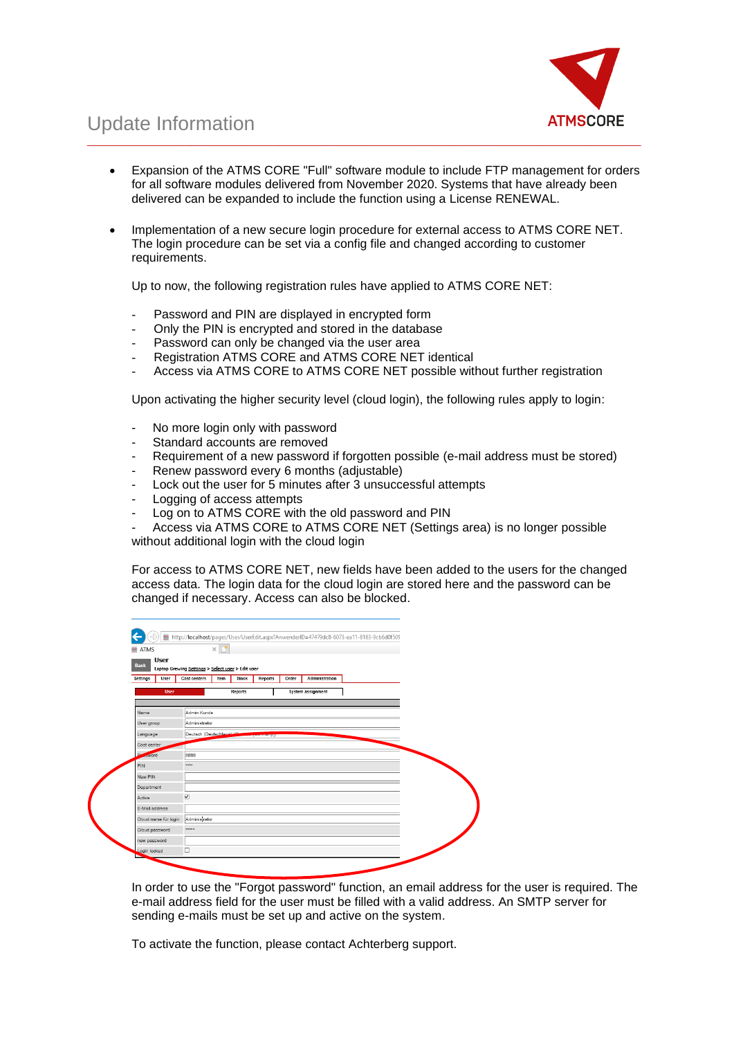- Expansion of the ATMS CORE "Full" software module to include FTP management for orders for all software modules delivered from November 2020. Systems that have already been delivered can be expanded to include the function using a License RENEWAL.

- Implementation of a new secure login procedure for external access to ATMS CORE NET. The login procedure can be set via a config file and changed according to customer requirements.

  Up to now, the following registration rules have applied to ATMS CORE NET:

  - Password and PIN are displayed in encrypted form
  - Only the PIN is encrypted and stored in the database
  - Password can only be changed via the user area
  - Registration ATMS CORE and ATMS CORE NET identical
  - Access via ATMS CORE to ATMS CORE NET possible without further registration

  Upon activating the higher security level (cloud login), the following rules apply to login:

  - No more login only with password
  - Standard accounts are removed
  - Requirement of a new password if forgotten possible (e-mail address must be stored)
  - Renew password every 6 months (adjustable)
  - Lock out the user for 5 minutes after 3 unsuccessful attempts
  - Logging of access attempts
  - Log on to ATMS CORE with the old password and PIN
  - Access via ATMS CORE to ATMS CORE NET (Settings area) is no longer possible without additional login with the cloud login

  For access to ATMS CORE NET, new fields have been added to the users for the changed access data. The login data for the cloud login are stored here and the password can be changed if necessary. Access can also be blocked.

  In order to use the "Forgot password" function, an email address for the user is required. The e-mail address field for the user must be filled with a valid address. An SMTP server for sending e-mails must be set up and active on the system.

  To activate the function, please contact Achterberg support.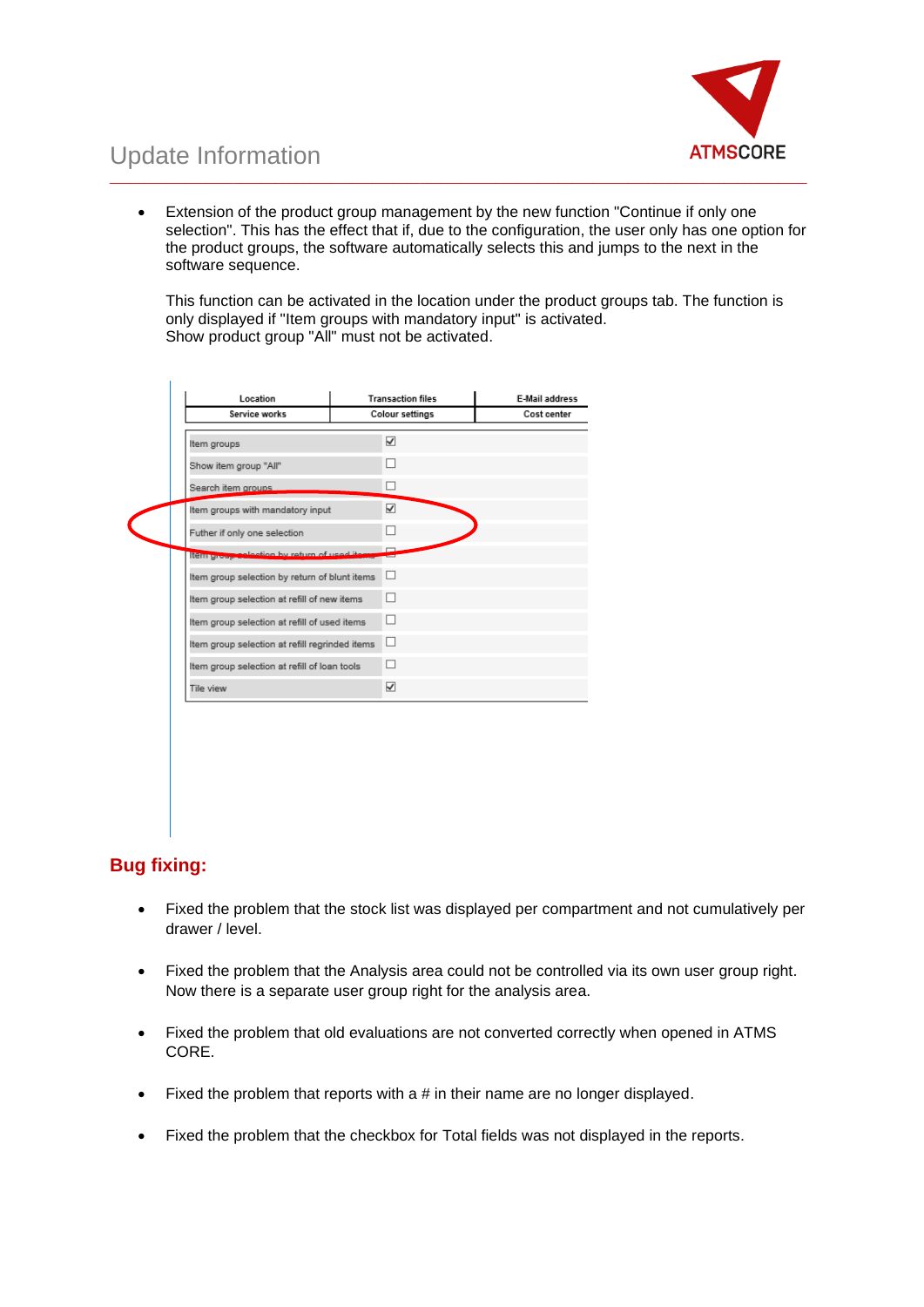- Extension of the product group management by the new function "Continue if only one selection". This has the effect that if, due to the configuration, the user only has one option for the product groups, the software automatically selects this and jumps to the next in the software sequence.

  This function can be activated in the location under the product groups tab. The function is only displayed if "Item groups with mandatory input" is activated.
  Show product group "All" must not be activated.

| Location | Transaction files | E-Mail address |
|---|---|---|
| Service works | Colour settings | Cost center |

| Setting | Value |
|---|---|
| Item groups | ☑ |
| Show item group "All" | ☐ |
| Search item groups | ☐ |
| Item groups with mandatory input | ☑ |
| Futher if only one selection | ☐ |
| Item group selection by return of used items | ☐ |
| Item group selection by return of blunt items | ☐ |
| Item group selection at refill of new items | ☐ |
| Item group selection at refill of used items | ☐ |
| Item group selection at refill regrinded items | ☐ |
| Item group selection at refill of loan tools | ☐ |
| Tile view | ☑ |

## Bug fixing:

- Fixed the problem that the stock list was displayed per compartment and not cumulatively per drawer / level.

- Fixed the problem that the Analysis area could not be controlled via its own user group right. Now there is a separate user group right for the analysis area.

- Fixed the problem that old evaluations are not converted correctly when opened in ATMS CORE.

- Fixed the problem that reports with a # in their name are no longer displayed.

- Fixed the problem that the checkbox for Total fields was not displayed in the reports.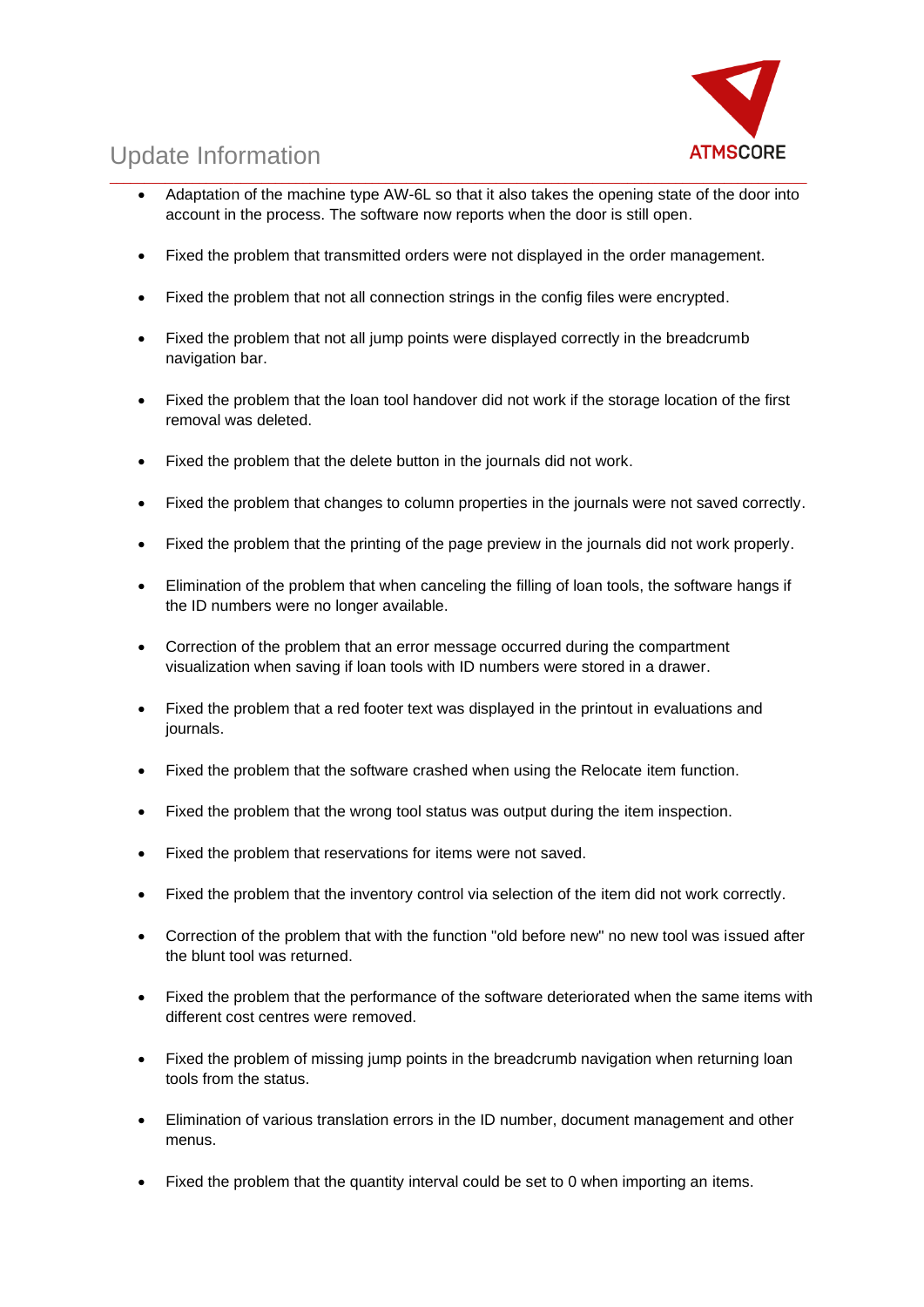- Adaptation of the machine type AW-6L so that it also takes the opening state of the door into account in the process. The software now reports when the door is still open.
- Fixed the problem that transmitted orders were not displayed in the order management.
- Fixed the problem that not all connection strings in the config files were encrypted.
- Fixed the problem that not all jump points were displayed correctly in the breadcrumb navigation bar.
- Fixed the problem that the loan tool handover did not work if the storage location of the first removal was deleted.
- Fixed the problem that the delete button in the journals did not work.
- Fixed the problem that changes to column properties in the journals were not saved correctly.
- Fixed the problem that the printing of the page preview in the journals did not work properly.
- Elimination of the problem that when canceling the filling of loan tools, the software hangs if the ID numbers were no longer available.
- Correction of the problem that an error message occurred during the compartment visualization when saving if loan tools with ID numbers were stored in a drawer.
- Fixed the problem that a red footer text was displayed in the printout in evaluations and journals.
- Fixed the problem that the software crashed when using the Relocate item function.
- Fixed the problem that the wrong tool status was output during the item inspection.
- Fixed the problem that reservations for items were not saved.
- Fixed the problem that the inventory control via selection of the item did not work correctly.
- Correction of the problem that with the function "old before new" no new tool was issued after the blunt tool was returned.
- Fixed the problem that the performance of the software deteriorated when the same items with different cost centres were removed.
- Fixed the problem of missing jump points in the breadcrumb navigation when returning loan tools from the status.
- Elimination of various translation errors in the ID number, document management and other menus.
- Fixed the problem that the quantity interval could be set to 0 when importing an items.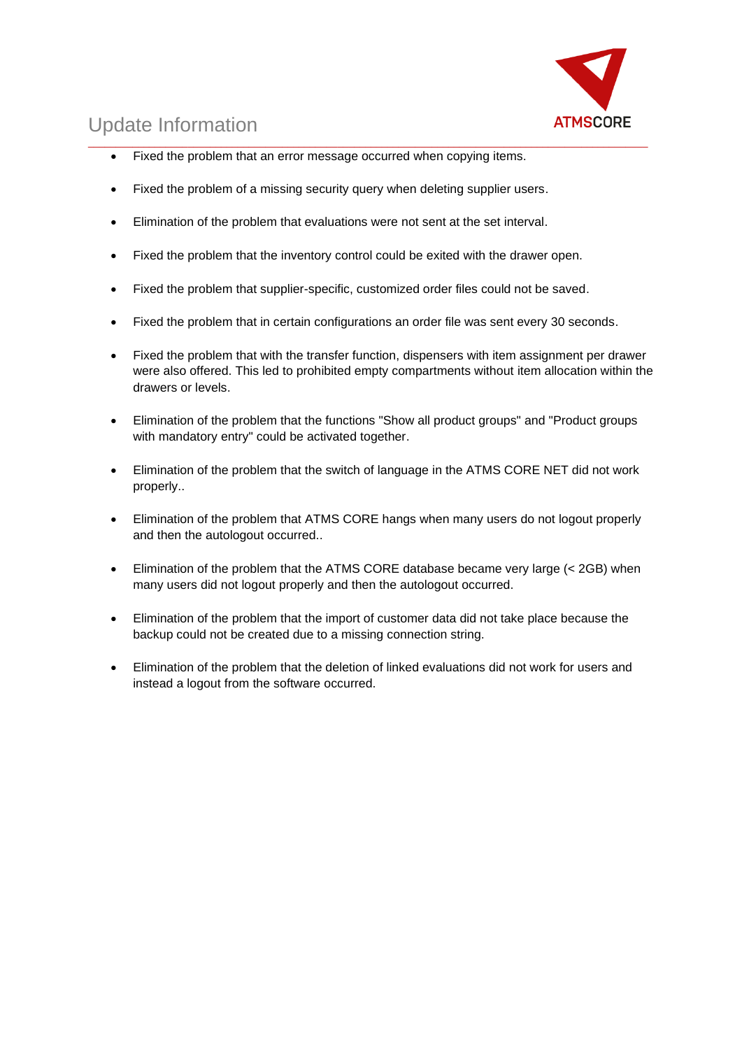- Fixed the problem that an error message occurred when copying items.
- Fixed the problem of a missing security query when deleting supplier users.
- Elimination of the problem that evaluations were not sent at the set interval.
- Fixed the problem that the inventory control could be exited with the drawer open.
- Fixed the problem that supplier-specific, customized order files could not be saved.
- Fixed the problem that in certain configurations an order file was sent every 30 seconds.
- Fixed the problem that with the transfer function, dispensers with item assignment per drawer were also offered. This led to prohibited empty compartments without item allocation within the drawers or levels.
- Elimination of the problem that the functions "Show all product groups" and "Product groups with mandatory entry" could be activated together.
- Elimination of the problem that the switch of language in the ATMS CORE NET did not work properly..
- Elimination of the problem that ATMS CORE hangs when many users do not logout properly and then the autologout occurred..
- Elimination of the problem that the ATMS CORE database became very large (< 2GB) when many users did not logout properly and then the autologout occurred.
- Elimination of the problem that the import of customer data did not take place because the backup could not be created due to a missing connection string.
- Elimination of the problem that the deletion of linked evaluations did not work for users and instead a logout from the software occurred.